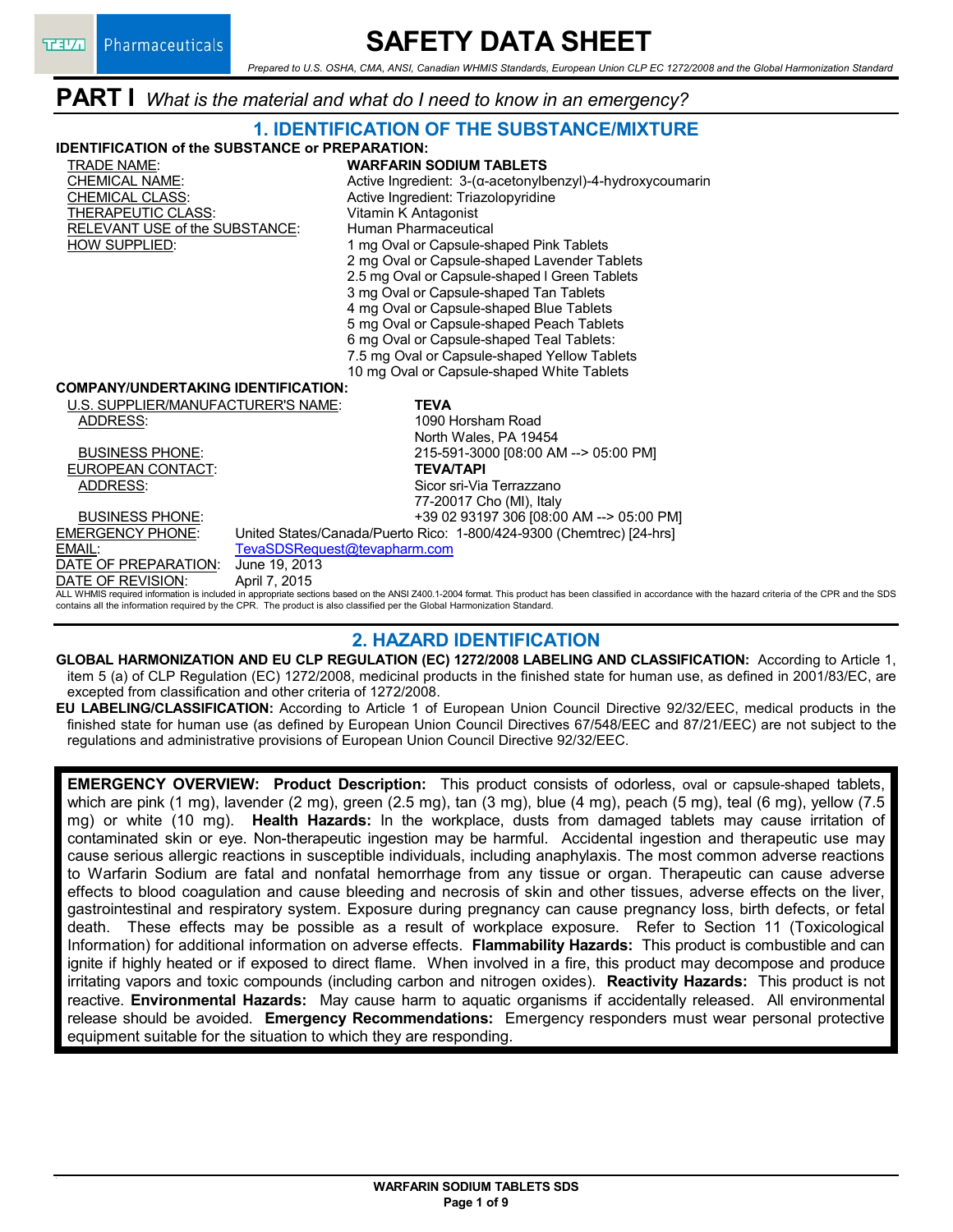# SAFETY DATA SHEET

*Prepared to U.S. OSHA, CMA, ANSI, Canadian WHMIS Standards, European Union CLP EC 1272/2008 and the Global Harmonization Standard*

## PART I *What is the material and what do I need to know in an emergency?*

### 1. IDENTIFICATION OF THE SUBSTANCE/MIXTURE

**IDENTIFICATION of the SUBSTANCE or PREPARATION:**

| | |
|---|---|
| TRADE NAME: | **WARFARIN SODIUM TABLETS** |
| CHEMICAL NAME: | Active Ingredient: 3-(α-acetonylbenzyl)-4-hydroxycoumarin |
| CHEMICAL CLASS: | Active Ingredient: Triazolopyridine |
| THERAPEUTIC CLASS: | Vitamin K Antagonist |
| RELEVANT USE of the SUBSTANCE: | Human Pharmaceutical |
| HOW SUPPLIED: | 1 mg Oval or Capsule-shaped Pink Tablets<br>2 mg Oval or Capsule-shaped Lavender Tablets<br>2.5 mg Oval or Capsule-shaped l Green Tablets<br>3 mg Oval or Capsule-shaped Tan Tablets<br>4 mg Oval or Capsule-shaped Blue Tablets<br>5 mg Oval or Capsule-shaped Peach Tablets<br>6 mg Oval or Capsule-shaped Teal Tablets:<br>7.5 mg Oval or Capsule-shaped Yellow Tablets<br>10 mg Oval or Capsule-shaped White Tablets |

**COMPANY/UNDERTAKING IDENTIFICATION:**

| | |
|---|---|
| U.S. SUPPLIER/MANUFACTURER'S NAME: | **TEVA** |
| ADDRESS: | 1090 Horsham Road<br>North Wales, PA 19454 |
| BUSINESS PHONE: | 215-591-3000 [08:00 AM --> 05:00 PM] |
| EUROPEAN CONTACT: | **TEVA/TAPI** |
| ADDRESS: | Sicor sri-Via Terrazzano<br>77-20017 Cho (MI), Italy |
| BUSINESS PHONE: | +39 02 93197 306 [08:00 AM --> 05:00 PM] |
| EMERGENCY PHONE: | United States/Canada/Puerto Rico: 1-800/424-9300 (Chemtrec) [24-hrs] |
| EMAIL: | TevaSDSRequest@tevapharm.com |
| DATE OF PREPARATION: | June 19, 2013 |
| DATE OF REVISION: | April 7, 2015 |

ALL WHMIS required information is included in appropriate sections based on the ANSI Z400.1-2004 format. This product has been classified in accordance with the hazard criteria of the CPR and the SDS contains all the information required by the CPR. The product is also classified per the Global Harmonization Standard.

### 2. HAZARD IDENTIFICATION

**GLOBAL HARMONIZATION AND EU CLP REGULATION (EC) 1272/2008 LABELING AND CLASSIFICATION:** According to Article 1, item 5 (a) of CLP Regulation (EC) 1272/2008, medicinal products in the finished state for human use, as defined in 2001/83/EC, are excepted from classification and other criteria of 1272/2008.

**EU LABELING/CLASSIFICATION:** According to Article 1 of European Union Council Directive 92/32/EEC, medical products in the finished state for human use (as defined by European Union Council Directives 67/548/EEC and 87/21/EEC) are not subject to the regulations and administrative provisions of European Union Council Directive 92/32/EEC.

**EMERGENCY OVERVIEW: Product Description:** This product consists of odorless, oval or capsule-shaped tablets, which are pink (1 mg), lavender (2 mg), green (2.5 mg), tan (3 mg), blue (4 mg), peach (5 mg), teal (6 mg), yellow (7.5 mg) or white (10 mg). **Health Hazards:** In the workplace, dusts from damaged tablets may cause irritation of contaminated skin or eye. Non-therapeutic ingestion may be harmful. Accidental ingestion and therapeutic use may cause serious allergic reactions in susceptible individuals, including anaphylaxis. The most common adverse reactions to Warfarin Sodium are fatal and nonfatal hemorrhage from any tissue or organ. Therapeutic can cause adverse effects to blood coagulation and cause bleeding and necrosis of skin and other tissues, adverse effects on the liver, gastrointestinal and respiratory system. Exposure during pregnancy can cause pregnancy loss, birth defects, or fetal death. These effects may be possible as a result of workplace exposure. Refer to Section 11 (Toxicological Information) for additional information on adverse effects. **Flammability Hazards:** This product is combustible and can ignite if highly heated or if exposed to direct flame. When involved in a fire, this product may decompose and produce irritating vapors and toxic compounds (including carbon and nitrogen oxides). **Reactivity Hazards:** This product is not reactive. **Environmental Hazards:** May cause harm to aquatic organisms if accidentally released. All environmental release should be avoided. **Emergency Recommendations:** Emergency responders must wear personal protective equipment suitable for the situation to which they are responding.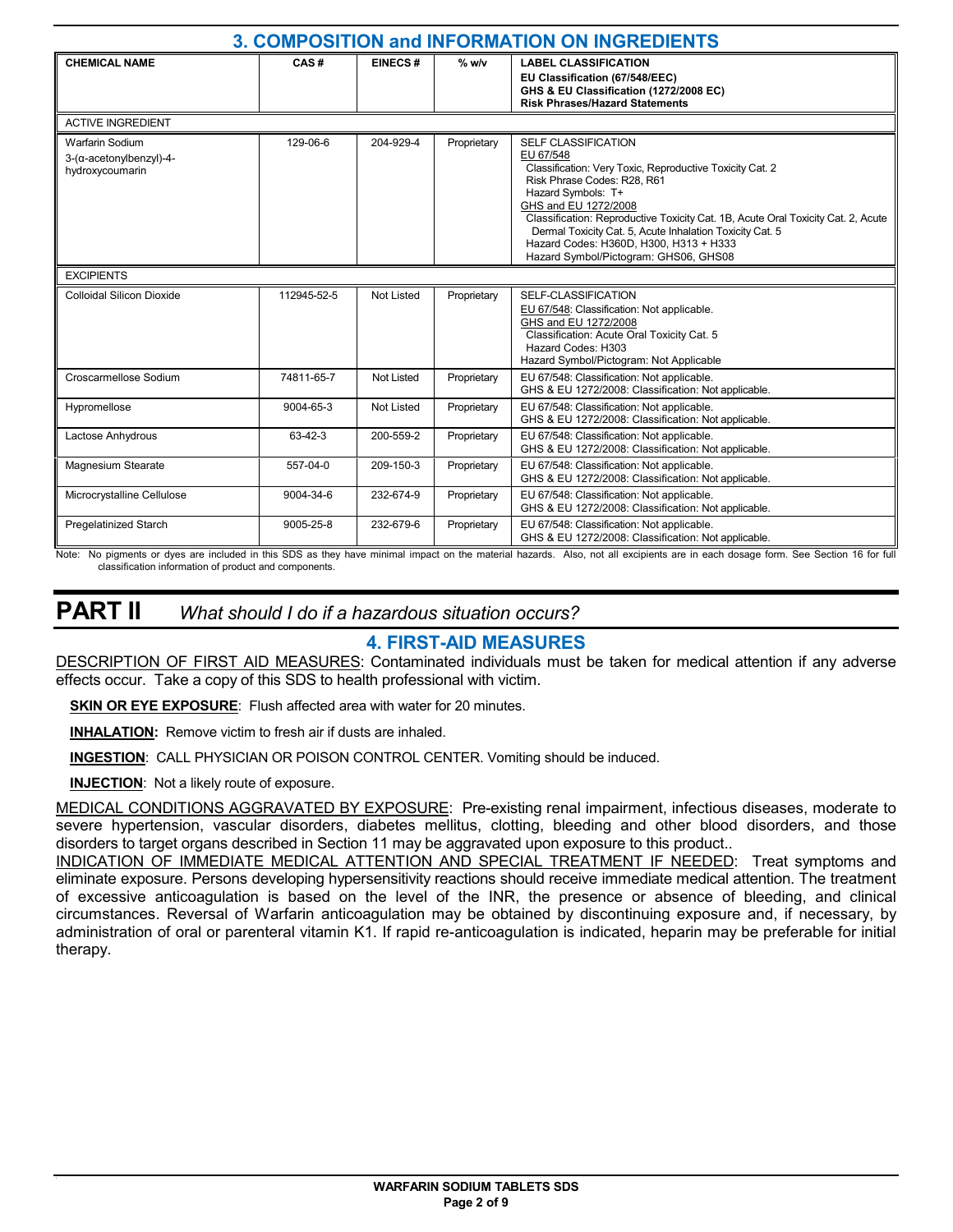## 3. COMPOSITION and INFORMATION ON INGREDIENTS

| CHEMICAL NAME | CAS # | EINECS # | % w/v | LABEL CLASSIFICATION<br>EU Classification (67/548/EEC)<br>GHS & EU Classification (1272/2008 EC)<br>Risk Phrases/Hazard Statements |
|---|---|---|---|---|
| ACTIVE INGREDIENT | | | | |
| Warfarin Sodium<br>3-(α-acetonylbenzyl)-4-hydroxycoumarin | 129-06-6 | 204-929-4 | Proprietary | SELF CLASSIFICATION<br>EU 67/548<br>Classification: Very Toxic, Reproductive Toxicity Cat. 2<br>Risk Phrase Codes: R28, R61<br>Hazard Symbols: T+<br>GHS and EU 1272/2008<br>Classification: Reproductive Toxicity Cat. 1B, Acute Oral Toxicity Cat. 2, Acute Dermal Toxicity Cat. 5, Acute Inhalation Toxicity Cat. 5<br>Hazard Codes: H360D, H300, H313 + H333<br>Hazard Symbol/Pictogram: GHS06, GHS08 |
| EXCIPIENTS | | | | |
| Colloidal Silicon Dioxide | 112945-52-5 | Not Listed | Proprietary | SELF-CLASSIFICATION<br>EU 67/548: Classification: Not applicable.<br>GHS and EU 1272/2008<br>Classification: Acute Oral Toxicity Cat. 5<br>Hazard Codes: H303<br>Hazard Symbol/Pictogram: Not Applicable |
| Croscarmellose Sodium | 74811-65-7 | Not Listed | Proprietary | EU 67/548: Classification: Not applicable.<br>GHS & EU 1272/2008: Classification: Not applicable. |
| Hypromellose | 9004-65-3 | Not Listed | Proprietary | EU 67/548: Classification: Not applicable.<br>GHS & EU 1272/2008: Classification: Not applicable. |
| Lactose Anhydrous | 63-42-3 | 200-559-2 | Proprietary | EU 67/548: Classification: Not applicable.<br>GHS & EU 1272/2008: Classification: Not applicable. |
| Magnesium Stearate | 557-04-0 | 209-150-3 | Proprietary | EU 67/548: Classification: Not applicable.<br>GHS & EU 1272/2008: Classification: Not applicable. |
| Microcrystalline Cellulose | 9004-34-6 | 232-674-9 | Proprietary | EU 67/548: Classification: Not applicable.<br>GHS & EU 1272/2008: Classification: Not applicable. |
| Pregelatinized Starch | 9005-25-8 | 232-679-6 | Proprietary | EU 67/548: Classification: Not applicable.<br>GHS & EU 1272/2008: Classification: Not applicable. |

Note: No pigments or dyes are included in this SDS as they have minimal impact on the material hazards. Also, not all excipients are in each dosage form. See Section 16 for full classification information of product and components.

# PART II *What should I do if a hazardous situation occurs?*

## 4. FIRST-AID MEASURES

DESCRIPTION OF FIRST AID MEASURES: Contaminated individuals must be taken for medical attention if any adverse effects occur. Take a copy of this SDS to health professional with victim.

**SKIN OR EYE EXPOSURE**: Flush affected area with water for 20 minutes.

**INHALATION:** Remove victim to fresh air if dusts are inhaled.

**INGESTION**: CALL PHYSICIAN OR POISON CONTROL CENTER. Vomiting should be induced.

**INJECTION**: Not a likely route of exposure.

MEDICAL CONDITIONS AGGRAVATED BY EXPOSURE: Pre-existing renal impairment, infectious diseases, moderate to severe hypertension, vascular disorders, diabetes mellitus, clotting, bleeding and other blood disorders, and those disorders to target organs described in Section 11 may be aggravated upon exposure to this product..

INDICATION OF IMMEDIATE MEDICAL ATTENTION AND SPECIAL TREATMENT IF NEEDED: Treat symptoms and eliminate exposure. Persons developing hypersensitivity reactions should receive immediate medical attention. The treatment of excessive anticoagulation is based on the level of the INR, the presence or absence of bleeding, and clinical circumstances. Reversal of Warfarin anticoagulation may be obtained by discontinuing exposure and, if necessary, by administration of oral or parenteral vitamin K1. If rapid re-anticoagulation is indicated, heparin may be preferable for initial therapy.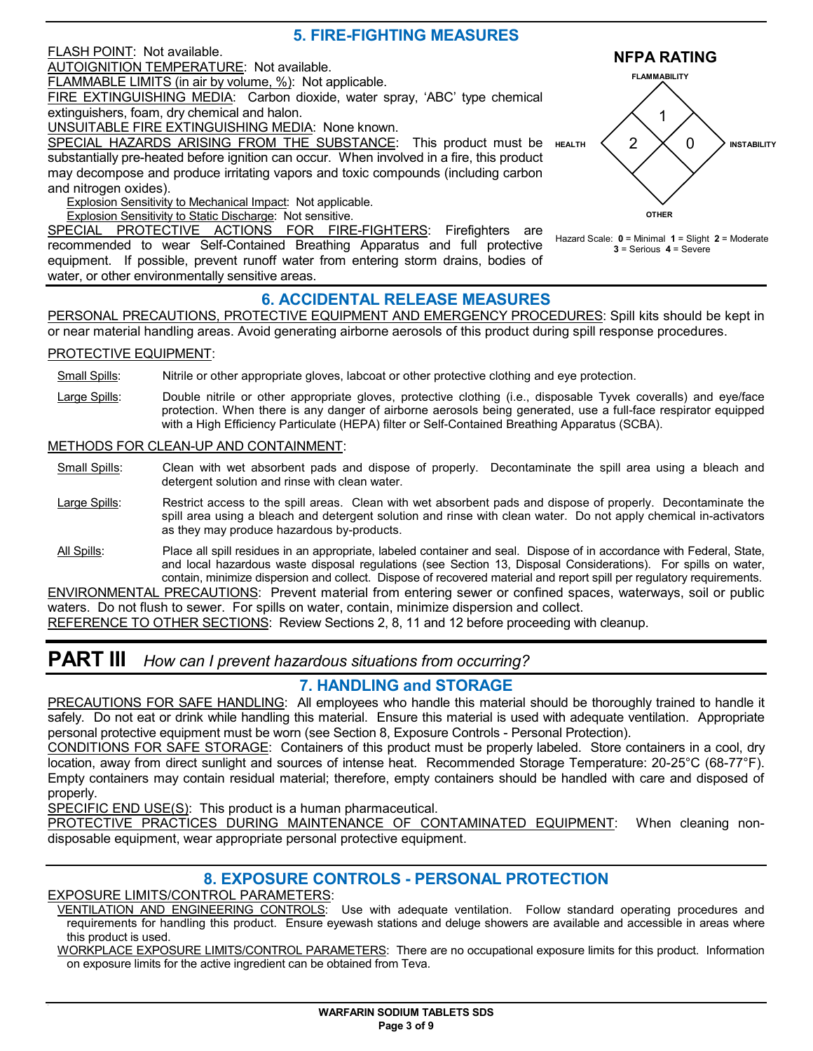## 5. FIRE-FIGHTING MEASURES

FLASH POINT: Not available.
AUTOIGNITION TEMPERATURE: Not available.
FLAMMABLE LIMITS (in air by volume, %): Not applicable.
FIRE EXTINGUISHING MEDIA: Carbon dioxide, water spray, 'ABC' type chemical extinguishers, foam, dry chemical and halon.
UNSUITABLE FIRE EXTINGUISHING MEDIA: None known.
SPECIAL HAZARDS ARISING FROM THE SUBSTANCE: This product must be substantially pre-heated before ignition can occur. When involved in a fire, this product may decompose and produce irritating vapors and toxic compounds (including carbon and nitrogen oxides).

Explosion Sensitivity to Mechanical Impact: Not applicable.
Explosion Sensitivity to Static Discharge: Not sensitive.

SPECIAL PROTECTIVE ACTIONS FOR FIRE-FIGHTERS: Firefighters are recommended to wear Self-Contained Breathing Apparatus and full protective equipment. If possible, prevent runoff water from entering storm drains, bodies of water, or other environmentally sensitive areas.

**NFPA RATING**

| Category | Rating |
|---|---|
| FLAMMABILITY | 1 |
| HEALTH | 2 |
| INSTABILITY | 0 |
| OTHER | |

Hazard Scale: **0** = Minimal **1** = Slight **2** = Moderate **3** = Serious **4** = Severe

## 6. ACCIDENTAL RELEASE MEASURES

PERSONAL PRECAUTIONS, PROTECTIVE EQUIPMENT AND EMERGENCY PROCEDURES: Spill kits should be kept in or near material handling areas. Avoid generating airborne aerosols of this product during spill response procedures.

PROTECTIVE EQUIPMENT:

- Small Spills: Nitrile or other appropriate gloves, labcoat or other protective clothing and eye protection.
- Large Spills: Double nitrile or other appropriate gloves, protective clothing (i.e., disposable Tyvek coveralls) and eye/face protection. When there is any danger of airborne aerosols being generated, use a full-face respirator equipped with a High Efficiency Particulate (HEPA) filter or Self-Contained Breathing Apparatus (SCBA).

METHODS FOR CLEAN-UP AND CONTAINMENT:

- Small Spills: Clean with wet absorbent pads and dispose of properly. Decontaminate the spill area using a bleach and detergent solution and rinse with clean water.
- Large Spills: Restrict access to the spill areas. Clean with wet absorbent pads and dispose of properly. Decontaminate the spill area using a bleach and detergent solution and rinse with clean water. Do not apply chemical in-activators as they may produce hazardous by-products.
- All Spills: Place all spill residues in an appropriate, labeled container and seal. Dispose of in accordance with Federal, State, and local hazardous waste disposal regulations (see Section 13, Disposal Considerations). For spills on water, contain, minimize dispersion and collect. Dispose of recovered material and report spill per regulatory requirements.

ENVIRONMENTAL PRECAUTIONS: Prevent material from entering sewer or confined spaces, waterways, soil or public waters. Do not flush to sewer. For spills on water, contain, minimize dispersion and collect.
REFERENCE TO OTHER SECTIONS: Review Sections 2, 8, 11 and 12 before proceeding with cleanup.

# PART III *How can I prevent hazardous situations from occurring?*

## 7. HANDLING and STORAGE

PRECAUTIONS FOR SAFE HANDLING: All employees who handle this material should be thoroughly trained to handle it safely. Do not eat or drink while handling this material. Ensure this material is used with adequate ventilation. Appropriate personal protective equipment must be worn (see Section 8, Exposure Controls - Personal Protection).
CONDITIONS FOR SAFE STORAGE: Containers of this product must be properly labeled. Store containers in a cool, dry location, away from direct sunlight and sources of intense heat. Recommended Storage Temperature: 20-25°C (68-77°F). Empty containers may contain residual material; therefore, empty containers should be handled with care and disposed of properly.
SPECIFIC END USE(S): This product is a human pharmaceutical.
PROTECTIVE PRACTICES DURING MAINTENANCE OF CONTAMINATED EQUIPMENT: When cleaning non-disposable equipment, wear appropriate personal protective equipment.

## 8. EXPOSURE CONTROLS - PERSONAL PROTECTION

EXPOSURE LIMITS/CONTROL PARAMETERS:

VENTILATION AND ENGINEERING CONTROLS: Use with adequate ventilation. Follow standard operating procedures and requirements for handling this product. Ensure eyewash stations and deluge showers are available and accessible in areas where this product is used.

WORKPLACE EXPOSURE LIMITS/CONTROL PARAMETERS: There are no occupational exposure limits for this product. Information on exposure limits for the active ingredient can be obtained from Teva.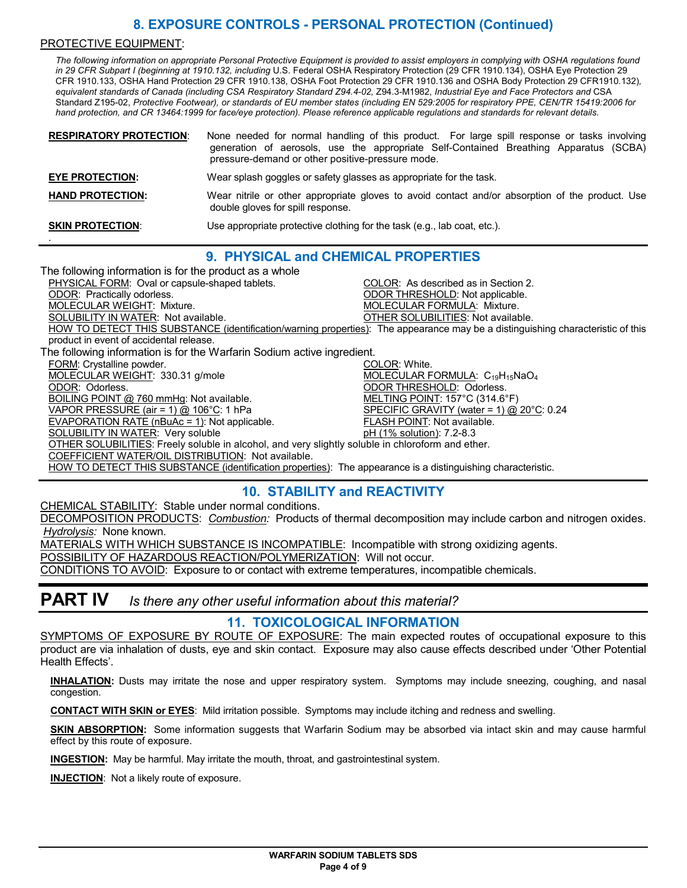## 8. EXPOSURE CONTROLS - PERSONAL PROTECTION (Continued)

PROTECTIVE EQUIPMENT:

*The following information on appropriate Personal Protective Equipment is provided to assist employers in complying with OSHA regulations found in 29 CFR Subpart I (beginning at 1910.132, including* U.S. Federal OSHA Respiratory Protection (29 CFR 1910.134), OSHA Eye Protection 29 CFR 1910.133, OSHA Hand Protection 29 CFR 1910.138, OSHA Foot Protection 29 CFR 1910.136 and OSHA Body Protection 29 CFR1910.132)*, equivalent standards of Canada (including CSA Respiratory Standard Z94.4-02,* Z94.3-M1982, *Industrial Eye and Face Protectors and* CSA Standard Z195-02, *Protective Footwear), or standards of EU member states (including EN 529:2005 for respiratory PPE, CEN/TR 15419:2006 for hand protection, and CR 13464:1999 for face/eye protection). Please reference applicable regulations and standards for relevant details.*

**RESPIRATORY PROTECTION**: None needed for normal handling of this product. For large spill response or tasks involving generation of aerosols, use the appropriate Self-Contained Breathing Apparatus (SCBA) pressure-demand or other positive-pressure mode.

**EYE PROTECTION:** Wear splash goggles or safety glasses as appropriate for the task.

**HAND PROTECTION:** Wear nitrile or other appropriate gloves to avoid contact and/or absorption of the product. Use double gloves for spill response.

**SKIN PROTECTION**: Use appropriate protective clothing for the task (e.g., lab coat, etc.).

## 9. PHYSICAL and CHEMICAL PROPERTIES

The following information is for the product as a whole

PHYSICAL FORM: Oval or capsule-shaped tablets.
COLOR: As described as in Section 2.
ODOR: Practically odorless.
ODOR THRESHOLD: Not applicable.
MOLECULAR WEIGHT: Mixture.
MOLECULAR FORMULA: Mixture.
SOLUBILITY IN WATER: Not available.
OTHER SOLUBILITIES: Not available.
HOW TO DETECT THIS SUBSTANCE (identification/warning properties): The appearance may be a distinguishing characteristic of this product in event of accidental release.

The following information is for the Warfarin Sodium active ingredient.

FORM: Crystalline powder.
COLOR: White.
MOLECULAR WEIGHT: 330.31 g/mole
MOLECULAR FORMULA: $C_{19}H_{15}NaO_4$
ODOR: Odorless.
ODOR THRESHOLD: Odorless.
BOILING POINT @ 760 mmHg: Not available.
MELTING POINT: 157°C (314.6°F)
VAPOR PRESSURE (air = 1) @ 106°C: 1 hPa
SPECIFIC GRAVITY (water = 1) @ 20°C: 0.24
EVAPORATION RATE (nBuAc = 1): Not applicable.
FLASH POINT: Not available.
SOLUBILITY IN WATER: Very soluble
pH (1% solution): 7.2-8.3
OTHER SOLUBILITIES: Freely soluble in alcohol, and very slightly soluble in chloroform and ether.
COEFFICIENT WATER/OIL DISTRIBUTION: Not available.
HOW TO DETECT THIS SUBSTANCE (identification properties): The appearance is a distinguishing characteristic.

## 10. STABILITY and REACTIVITY

CHEMICAL STABILITY: Stable under normal conditions.
DECOMPOSITION PRODUCTS: *Combustion:* Products of thermal decomposition may include carbon and nitrogen oxides. *Hydrolysis:* None known.
MATERIALS WITH WHICH SUBSTANCE IS INCOMPATIBLE: Incompatible with strong oxidizing agents.
POSSIBILITY OF HAZARDOUS REACTION/POLYMERIZATION: Will not occur.
CONDITIONS TO AVOID: Exposure to or contact with extreme temperatures, incompatible chemicals.

# PART IV *Is there any other useful information about this material?*

## 11. TOXICOLOGICAL INFORMATION

SYMPTOMS OF EXPOSURE BY ROUTE OF EXPOSURE: The main expected routes of occupational exposure to this product are via inhalation of dusts, eye and skin contact. Exposure may also cause effects described under 'Other Potential Health Effects'.

**INHALATION:** Dusts may irritate the nose and upper respiratory system. Symptoms may include sneezing, coughing, and nasal congestion.

**CONTACT WITH SKIN or EYES**: Mild irritation possible. Symptoms may include itching and redness and swelling.

**SKIN ABSORPTION:** Some information suggests that Warfarin Sodium may be absorbed via intact skin and may cause harmful effect by this route of exposure.

**INGESTION:** May be harmful. May irritate the mouth, throat, and gastrointestinal system.

**INJECTION**: Not a likely route of exposure.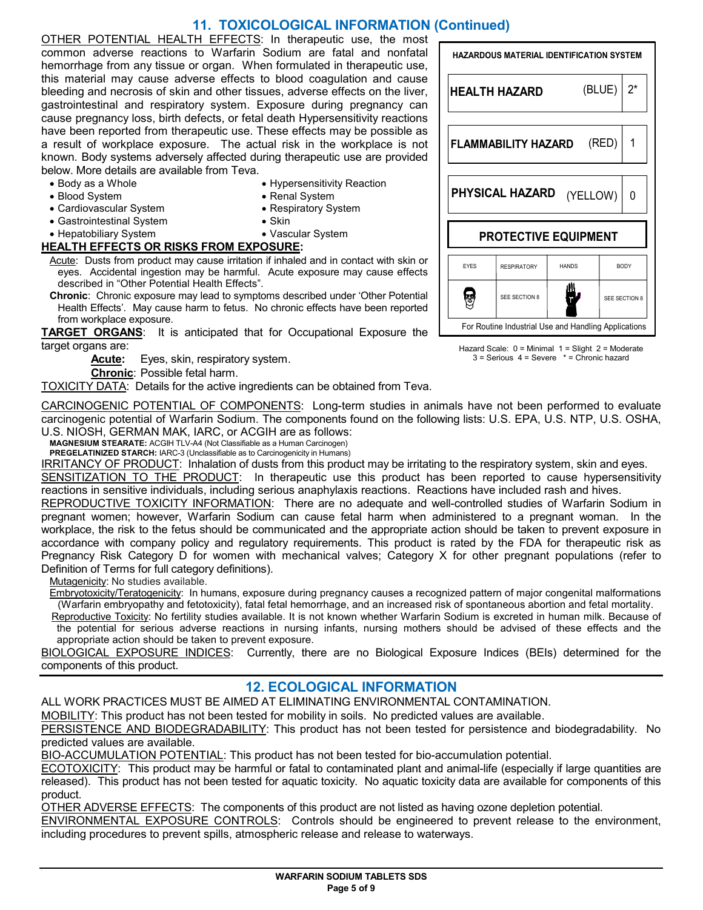## 11. TOXICOLOGICAL INFORMATION (Continued)

OTHER POTENTIAL HEALTH EFFECTS: In therapeutic use, the most common adverse reactions to Warfarin Sodium are fatal and nonfatal hemorrhage from any tissue or organ. When formulated in therapeutic use, this material may cause adverse effects to blood coagulation and cause bleeding and necrosis of skin and other tissues, adverse effects on the liver, gastrointestinal and respiratory system. Exposure during pregnancy can cause pregnancy loss, birth defects, or fetal death Hypersensitivity reactions have been reported from therapeutic use. These effects may be possible as a result of workplace exposure. The actual risk in the workplace is not known. Body systems adversely affected during therapeutic use are provided below. More details are available from Teva.

- Body as a Whole
- Blood System
- Cardiovascular System
- Gastrointestinal System
- Hepatobiliary System
- Hypersensitivity Reaction
- Renal System
- Respiratory System
- Skin
- Vascular System

**HAZARDOUS MATERIAL IDENTIFICATION SYSTEM**

| | | |
|---|---|---|
| HEALTH HAZARD | (BLUE) | 2* |
| FLAMMABILITY HAZARD | (RED) | 1 |
| PHYSICAL HAZARD | (YELLOW) | 0 |

**PROTECTIVE EQUIPMENT**

| EYES | RESPIRATORY | HANDS | BODY |
|---|---|---|---|
| | SEE SECTION 8 | | SEE SECTION 8 |

For Routine Industrial Use and Handling Applications

Hazard Scale: 0 = Minimal 1 = Slight 2 = Moderate 3 = Serious 4 = Severe * = Chronic hazard

**HEALTH EFFECTS OR RISKS FROM EXPOSURE:**

Acute: Dusts from product may cause irritation if inhaled and in contact with skin or eyes. Accidental ingestion may be harmful. Acute exposure may cause effects described in "Other Potential Health Effects".

**Chronic**: Chronic exposure may lead to symptoms described under 'Other Potential Health Effects'. May cause harm to fetus. No chronic effects have been reported from workplace exposure.

**TARGET ORGANS**: It is anticipated that for Occupational Exposure the target organs are:

**Acute:** Eyes, skin, respiratory system.

**Chronic**: Possible fetal harm.

TOXICITY DATA: Details for the active ingredients can be obtained from Teva.

CARCINOGENIC POTENTIAL OF COMPONENTS: Long-term studies in animals have not been performed to evaluate carcinogenic potential of Warfarin Sodium. The components found on the following lists: U.S. EPA, U.S. NTP, U.S. OSHA, U.S. NIOSH, GERMAN MAK, IARC, or ACGIH are as follows:

**MAGNESIUM STEARATE:** ACGIH TLV-A4 (Not Classifiable as a Human Carcinogen)
**PREGELATINIZED STARCH:** IARC-3 (Unclassifiable as to Carcinogenicity in Humans)

IRRITANCY OF PRODUCT: Inhalation of dusts from this product may be irritating to the respiratory system, skin and eyes.

SENSITIZATION TO THE PRODUCT: In therapeutic use this product has been reported to cause hypersensitivity reactions in sensitive individuals, including serious anaphylaxis reactions. Reactions have included rash and hives.

REPRODUCTIVE TOXICITY INFORMATION: There are no adequate and well-controlled studies of Warfarin Sodium in pregnant women; however, Warfarin Sodium can cause fetal harm when administered to a pregnant woman. In the workplace, the risk to the fetus should be communicated and the appropriate action should be taken to prevent exposure in accordance with company policy and regulatory requirements. This product is rated by the FDA for therapeutic risk as Pregnancy Risk Category D for women with mechanical valves; Category X for other pregnant populations (refer to Definition of Terms for full category definitions).

Mutagenicity: No studies available.

Embryotoxicity/Teratogenicity: In humans, exposure during pregnancy causes a recognized pattern of major congenital malformations (Warfarin embryopathy and fetotoxicity), fatal fetal hemorrhage, and an increased risk of spontaneous abortion and fetal mortality.

Reproductive Toxicity: No fertility studies available. It is not known whether Warfarin Sodium is excreted in human milk. Because of the potential for serious adverse reactions in nursing infants, nursing mothers should be advised of these effects and the appropriate action should be taken to prevent exposure.

BIOLOGICAL EXPOSURE INDICES: Currently, there are no Biological Exposure Indices (BEIs) determined for the components of this product.

## 12. ECOLOGICAL INFORMATION

ALL WORK PRACTICES MUST BE AIMED AT ELIMINATING ENVIRONMENTAL CONTAMINATION.

MOBILITY: This product has not been tested for mobility in soils. No predicted values are available.

PERSISTENCE AND BIODEGRADABILITY: This product has not been tested for persistence and biodegradability. No predicted values are available.

BIO-ACCUMULATION POTENTIAL: This product has not been tested for bio-accumulation potential.

ECOTOXICITY: This product may be harmful or fatal to contaminated plant and animal-life (especially if large quantities are released). This product has not been tested for aquatic toxicity. No aquatic toxicity data are available for components of this product.

OTHER ADVERSE EFFECTS: The components of this product are not listed as having ozone depletion potential.

ENVIRONMENTAL EXPOSURE CONTROLS: Controls should be engineered to prevent release to the environment, including procedures to prevent spills, atmospheric release and release to waterways.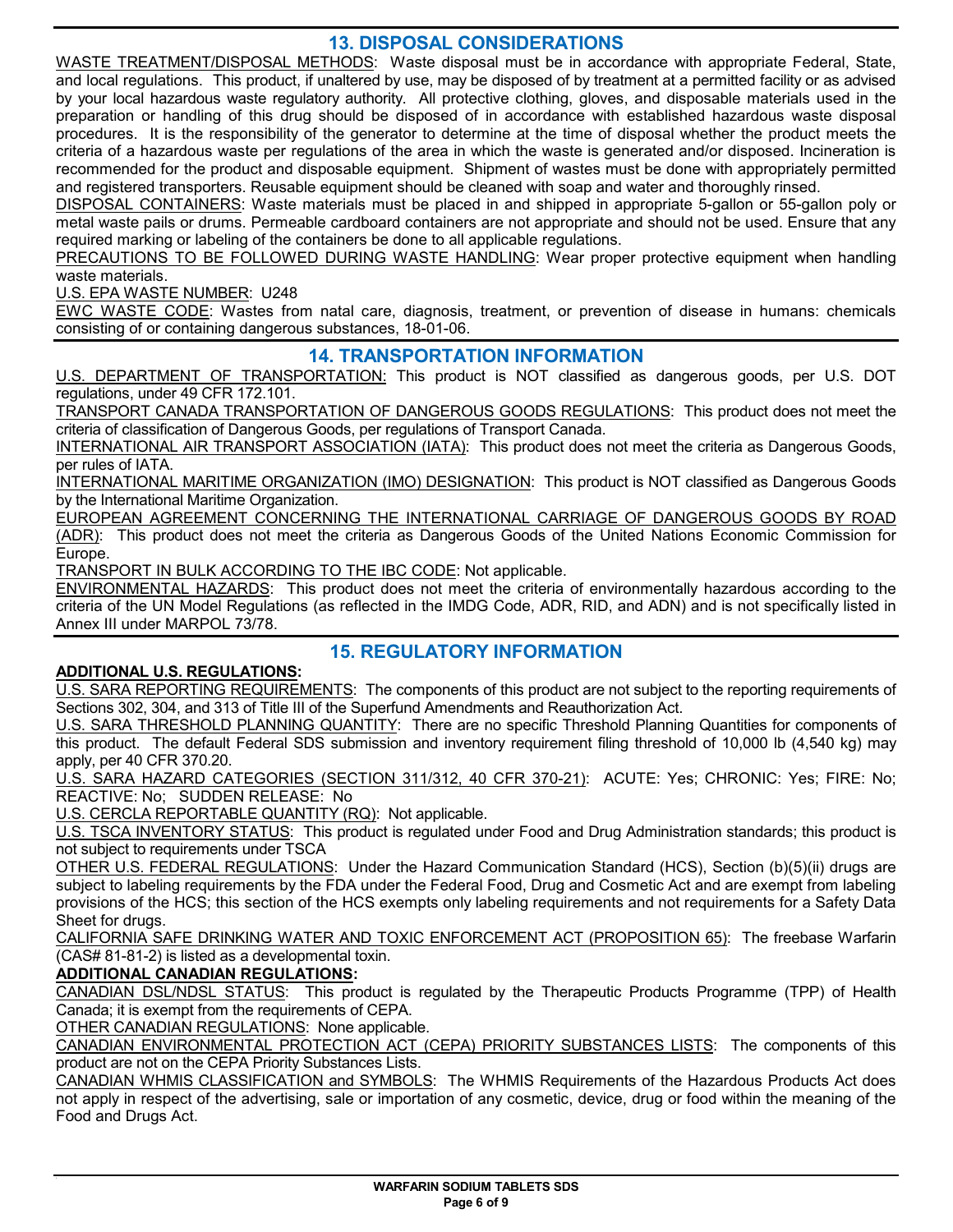## 13. DISPOSAL CONSIDERATIONS

WASTE TREATMENT/DISPOSAL METHODS: Waste disposal must be in accordance with appropriate Federal, State, and local regulations. This product, if unaltered by use, may be disposed of by treatment at a permitted facility or as advised by your local hazardous waste regulatory authority. All protective clothing, gloves, and disposable materials used in the preparation or handling of this drug should be disposed of in accordance with established hazardous waste disposal procedures. It is the responsibility of the generator to determine at the time of disposal whether the product meets the criteria of a hazardous waste per regulations of the area in which the waste is generated and/or disposed. Incineration is recommended for the product and disposable equipment. Shipment of wastes must be done with appropriately permitted and registered transporters. Reusable equipment should be cleaned with soap and water and thoroughly rinsed.

DISPOSAL CONTAINERS: Waste materials must be placed in and shipped in appropriate 5-gallon or 55-gallon poly or metal waste pails or drums. Permeable cardboard containers are not appropriate and should not be used. Ensure that any required marking or labeling of the containers be done to all applicable regulations.

PRECAUTIONS TO BE FOLLOWED DURING WASTE HANDLING: Wear proper protective equipment when handling waste materials.

U.S. EPA WASTE NUMBER: U248

EWC WASTE CODE: Wastes from natal care, diagnosis, treatment, or prevention of disease in humans: chemicals consisting of or containing dangerous substances, 18-01-06.

## 14. TRANSPORTATION INFORMATION

U.S. DEPARTMENT OF TRANSPORTATION: This product is NOT classified as dangerous goods, per U.S. DOT regulations, under 49 CFR 172.101.

TRANSPORT CANADA TRANSPORTATION OF DANGEROUS GOODS REGULATIONS: This product does not meet the criteria of classification of Dangerous Goods, per regulations of Transport Canada.

INTERNATIONAL AIR TRANSPORT ASSOCIATION (IATA): This product does not meet the criteria as Dangerous Goods, per rules of IATA.

INTERNATIONAL MARITIME ORGANIZATION (IMO) DESIGNATION: This product is NOT classified as Dangerous Goods by the International Maritime Organization.

EUROPEAN AGREEMENT CONCERNING THE INTERNATIONAL CARRIAGE OF DANGEROUS GOODS BY ROAD (ADR): This product does not meet the criteria as Dangerous Goods of the United Nations Economic Commission for Europe.

TRANSPORT IN BULK ACCORDING TO THE IBC CODE: Not applicable.

ENVIRONMENTAL HAZARDS: This product does not meet the criteria of environmentally hazardous according to the criteria of the UN Model Regulations (as reflected in the IMDG Code, ADR, RID, and ADN) and is not specifically listed in Annex III under MARPOL 73/78.

## 15. REGULATORY INFORMATION

**ADDITIONAL U.S. REGULATIONS:**

U.S. SARA REPORTING REQUIREMENTS: The components of this product are not subject to the reporting requirements of Sections 302, 304, and 313 of Title III of the Superfund Amendments and Reauthorization Act.

U.S. SARA THRESHOLD PLANNING QUANTITY: There are no specific Threshold Planning Quantities for components of this product. The default Federal SDS submission and inventory requirement filing threshold of 10,000 lb (4,540 kg) may apply, per 40 CFR 370.20.

U.S. SARA HAZARD CATEGORIES (SECTION 311/312, 40 CFR 370-21): ACUTE: Yes; CHRONIC: Yes; FIRE: No; REACTIVE: No; SUDDEN RELEASE: No

U.S. CERCLA REPORTABLE QUANTITY (RQ): Not applicable.

U.S. TSCA INVENTORY STATUS: This product is regulated under Food and Drug Administration standards; this product is not subject to requirements under TSCA

OTHER U.S. FEDERAL REGULATIONS: Under the Hazard Communication Standard (HCS), Section (b)(5)(ii) drugs are subject to labeling requirements by the FDA under the Federal Food, Drug and Cosmetic Act and are exempt from labeling provisions of the HCS; this section of the HCS exempts only labeling requirements and not requirements for a Safety Data Sheet for drugs.

CALIFORNIA SAFE DRINKING WATER AND TOXIC ENFORCEMENT ACT (PROPOSITION 65): The freebase Warfarin (CAS# 81-81-2) is listed as a developmental toxin.

**ADDITIONAL CANADIAN REGULATIONS:**

CANADIAN DSL/NDSL STATUS: This product is regulated by the Therapeutic Products Programme (TPP) of Health Canada; it is exempt from the requirements of CEPA.

OTHER CANADIAN REGULATIONS: None applicable.

CANADIAN ENVIRONMENTAL PROTECTION ACT (CEPA) PRIORITY SUBSTANCES LISTS: The components of this product are not on the CEPA Priority Substances Lists.

CANADIAN WHMIS CLASSIFICATION and SYMBOLS: The WHMIS Requirements of the Hazardous Products Act does not apply in respect of the advertising, sale or importation of any cosmetic, device, drug or food within the meaning of the Food and Drugs Act.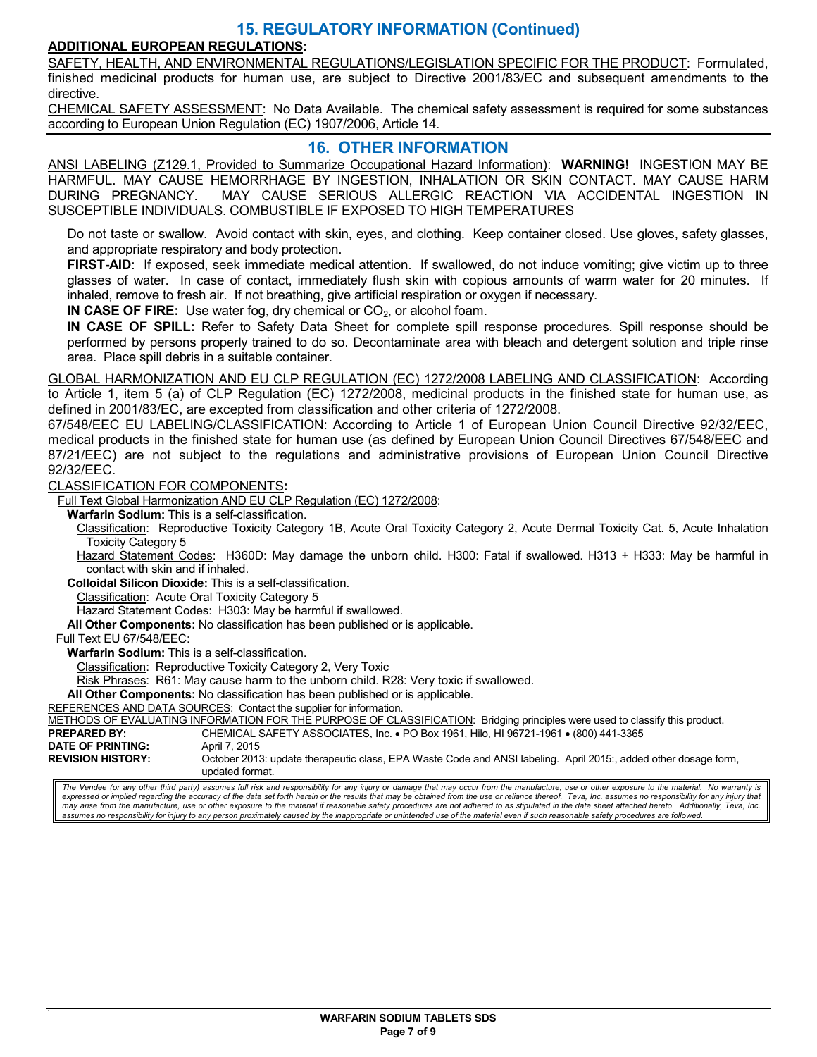## 15. REGULATORY INFORMATION (Continued)

**ADDITIONAL EUROPEAN REGULATIONS:**

SAFETY, HEALTH, AND ENVIRONMENTAL REGULATIONS/LEGISLATION SPECIFIC FOR THE PRODUCT: Formulated, finished medicinal products for human use, are subject to Directive 2001/83/EC and subsequent amendments to the directive.

CHEMICAL SAFETY ASSESSMENT: No Data Available. The chemical safety assessment is required for some substances according to European Union Regulation (EC) 1907/2006, Article 14.

## 16. OTHER INFORMATION

ANSI LABELING (Z129.1, Provided to Summarize Occupational Hazard Information): **WARNING!** INGESTION MAY BE HARMFUL. MAY CAUSE HEMORRHAGE BY INGESTION, INHALATION OR SKIN CONTACT. MAY CAUSE HARM DURING PREGNANCY. MAY CAUSE SERIOUS ALLERGIC REACTION VIA ACCIDENTAL INGESTION IN SUSCEPTIBLE INDIVIDUALS. COMBUSTIBLE IF EXPOSED TO HIGH TEMPERATURES

Do not taste or swallow. Avoid contact with skin, eyes, and clothing. Keep container closed. Use gloves, safety glasses, and appropriate respiratory and body protection.

**FIRST-AID**: If exposed, seek immediate medical attention. If swallowed, do not induce vomiting; give victim up to three glasses of water. In case of contact, immediately flush skin with copious amounts of warm water for 20 minutes. If inhaled, remove to fresh air. If not breathing, give artificial respiration or oxygen if necessary.

**IN CASE OF FIRE:** Use water fog, dry chemical or $CO_2$, or alcohol foam.

**IN CASE OF SPILL:** Refer to Safety Data Sheet for complete spill response procedures. Spill response should be performed by persons properly trained to do so. Decontaminate area with bleach and detergent solution and triple rinse area. Place spill debris in a suitable container.

GLOBAL HARMONIZATION AND EU CLP REGULATION (EC) 1272/2008 LABELING AND CLASSIFICATION: According to Article 1, item 5 (a) of CLP Regulation (EC) 1272/2008, medicinal products in the finished state for human use, as defined in 2001/83/EC, are excepted from classification and other criteria of 1272/2008.

67/548/EEC EU LABELING/CLASSIFICATION: According to Article 1 of European Union Council Directive 92/32/EEC, medical products in the finished state for human use (as defined by European Union Council Directives 67/548/EEC and 87/21/EEC) are not subject to the regulations and administrative provisions of European Union Council Directive 92/32/EEC.

CLASSIFICATION FOR COMPONENTS**:**

Full Text Global Harmonization AND EU CLP Regulation (EC) 1272/2008:

**Warfarin Sodium:** This is a self-classification.

Classification: Reproductive Toxicity Category 1B, Acute Oral Toxicity Category 2, Acute Dermal Toxicity Cat. 5, Acute Inhalation Toxicity Category 5

Hazard Statement Codes: H360D: May damage the unborn child. H300: Fatal if swallowed. H313 + H333: May be harmful in contact with skin and if inhaled.

**Colloidal Silicon Dioxide:** This is a self-classification.

Classification: Acute Oral Toxicity Category 5

Hazard Statement Codes: H303: May be harmful if swallowed.

**All Other Components:** No classification has been published or is applicable.

Full Text EU 67/548/EEC:

**Warfarin Sodium:** This is a self-classification.

Classification: Reproductive Toxicity Category 2, Very Toxic

Risk Phrases: R61: May cause harm to the unborn child. R28: Very toxic if swallowed.

**All Other Components:** No classification has been published or is applicable.

REFERENCES AND DATA SOURCES: Contact the supplier for information.

METHODS OF EVALUATING INFORMATION FOR THE PURPOSE OF CLASSIFICATION: Bridging principles were used to classify this product.

**PREPARED BY:** CHEMICAL SAFETY ASSOCIATES, Inc. • PO Box 1961, Hilo, HI 96721-1961 • (800) 441-3365

**DATE OF PRINTING:** April 7, 2015

**REVISION HISTORY:** October 2013: update therapeutic class, EPA Waste Code and ANSI labeling. April 2015:, added other dosage form, updated format.

*The Vendee (or any other third party) assumes full risk and responsibility for any injury or damage that may occur from the manufacture, use or other exposure to the material. No warranty is expressed or implied regarding the accuracy of the data set forth herein or the results that may be obtained from the use or reliance thereof. Teva, Inc. assumes no responsibility for any injury that may arise from the manufacture, use or other exposure to the material if reasonable safety procedures are not adhered to as stipulated in the data sheet attached hereto. Additionally, Teva, Inc. assumes no responsibility for injury to any person proximately caused by the inappropriate or unintended use of the material even if such reasonable safety procedures are followed.*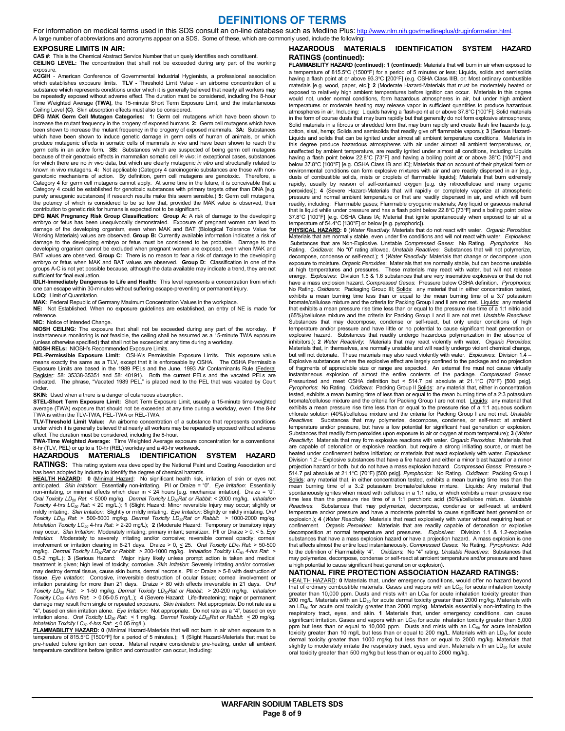# DEFINITIONS OF TERMS

For information on medical terms used in this SDS consult an on-line database such as Medline Plus: http://www.nlm.nih.gov/medlineplus/druginformation.html.
A large number of abbreviations and acronyms appear on a SDS. Some of these, which are commonly used, include the following:

## EXPOSURE LIMITS IN AIR:

**CAS #**: This is the Chemical Abstract Service Number that uniquely identifies each constituent.

**CEILING LEVEL:** The concentration that shall not be exceeded during any part of the working exposure.

**ACGIH** - American Conference of Governmental Industrial Hygienists, a professional association which establishes exposure limits. **TLV -** Threshold Limit Value - an airborne concentration of a substance which represents conditions under which it is generally believed that nearly all workers may be repeatedly exposed without adverse effect. The duration must be considered, including the 8-hour Time Weighted Average **(TWA)**, the 15-minute Short Term Exposure Limit, and the instantaneous Ceiling Level **(C)**. Skin absorption effects must also be considered.

**DFG MAK Germ Cell Mutagen Categories: 1:** Germ cell mutagens which have been shown to increase the mutant frequency in the progeny of exposed humans. **2:** Germ cell mutagens which have been shown to increase the mutant frequency in the progeny of exposed mammals. **3A:** Substances which have been shown to induce genetic damage in germ cells of human of animals, or which produce mutagenic effects in somatic cells of mammals *in vivo* and have been shown to reach the germ cells in an active form. **3B:** Substances which are suspected of being germ cell mutagens because of their genotoxic effects in mammalian somatic cell *in vivo*; in exceptional cases, substances for which there are no *in vivo* data, but which are clearly mutagenic *in vitro* and structurally related to known in vivo mutagens. **4:** Not applicable (Category 4 carcinogenic substances are those with non-genotoxic mechanisms of action. By definition, germ cell mutagens are genotoxic. Therefore, a Category 4 for germ cell mutagens cannot apply. At some time in the future, it is conceivable that a Category 4 could be established for genotoxic substances with primary targets other than DNA [e.g. purely aneugenic substances] if research results make this seem sensible.) **5:** Germ cell mutagens, the potency of which is considered to be so low that, provided the MAK value is observed, their contribution to genetic risk for humans is expected not to be significant.

**DFG MAK Pregnancy Risk Group Classification: Group A:** A risk of damage to the developing embryo or fetus has been unequivocally demonstrated. Exposure of pregnant women can lead to damage of the developing organism, even when MAK and BAT (Biological Tolerance Value for Working Materials) values are observed. **Group B:** Currently available information indicates a risk of damage to the developing embryo or fetus must be considered to be probable. Damage to the developing organism cannot be excluded when pregnant women are exposed, even when MAK and BAT values are observed. **Group C:** There is no reason to fear a risk of damage to the developing embryo or fetus when MAK and BAT values are observed. **Group D:** Classification in one of the groups A-C is not yet possible because, although the data available may indicate a trend, they are not sufficient for final evaluation.

**IDLH-Immediately Dangerous to Life and Health:** This level represents a concentration from which one can escape within 30-minutes without suffering escape-preventing or permanent injury.

**LOQ:** Limit of Quantitation.

**MAK:** Federal Republic of Germany Maximum Concentration Values in the workplace.

**NE:** Not Established. When no exposure guidelines are established, an entry of NE is made for reference.

**NIC:** Notice of Intended Change.

**NIOSH CEILING:** The exposure that shall not be exceeded during any part of the workday. If instantaneous monitoring is not feasible, the ceiling shall be assumed as a 15-minute TWA exposure (unless otherwise specified) that shall not be exceeded at any time during a workday.

**NIOSH RELs:** NIOSH's Recommended Exposure Limits.

**PEL-Permissible Exposure Limit:** OSHA's Permissible Exposure Limits. This exposure value means exactly the same as a TLV, except that it is enforceable by OSHA. The OSHA Permissible Exposure Limits are based in the 1989 PELs and the June, 1993 Air Contaminants Rule (Federal Register: 58: 35338-35351 and 58: 40191). Both the current PELs and the vacated PELs are indicated. The phrase, "Vacated 1989 PEL," is placed next to the PEL that was vacated by Court Order.

**SKIN:** Used when a there is a danger of cutaneous absorption.

**STEL-Short Term Exposure Limit:** Short Term Exposure Limit, usually a 15-minute time-weighted average (TWA) exposure that should not be exceeded at any time during a workday, even if the 8-hr TWA is within the TLV-TWA, PEL-TWA or REL-TWA.

**TLV-Threshold Limit Value:** An airborne concentration of a substance that represents conditions under which it is generally believed that nearly all workers may be repeatedly exposed without adverse effect. The duration must be considered, including the 8-hour.

**TWA-Time Weighted Average:** Time Weighted Average exposure concentration for a conventional 8-hr (TLV, PEL) or up to a 10-hr (REL) workday and a 40-hr workweek.

## HAZARDOUS MATERIALS IDENTIFICATION SYSTEM HAZARD RATINGS:

This rating system was developed by the National Paint and Coating Association and has been adopted by industry to identify the degree of chemical hazards.

**HEALTH HAZARD: 0** (Minimal Hazard: No significant health risk, irritation of skin or eyes not anticipated. *Skin Irritation*: Essentially non-irritating. PII or Draize = "0". *Eye Irritation*: Essentially non-irritating, or minimal effects which clear in < 24 hours [e.g. mechanical irritation]. Draize = "0". *Oral Toxicity $LD_{50}$ Rat*: < 5000 mg/kg. *Dermal Toxicity $LD_{50}$Rat or Rabbit*: < 2000 mg/kg. *Inhalation Toxicity 4-hrs $LC_{50}$ Rat*: < 20 mg/L.); **1** (Slight Hazard: Minor reversible Injury may occur; slightly or mildly irritating. *Skin Irritation*: Slightly or mildly irritating. *Eye Irritation*: Slightly or mildly irritating. *Oral Toxicity $LD_{50}$ Rat*: > 500-5000 mg/kg. *Dermal Toxicity $LD_{50}$Rat or Rabbit*: > 1000-2000 mg/kg. *Inhalation Toxicity $LC_{50}$ 4-hrs Rat*: > 2-20 mg/L); **2** (Moderate Hazard: Temporary or transitory injury may occur. *Skin Irritation*: Moderately irritating; primary irritant; sensitizer. PII or Draize > 0, < 5. *Eye Irritation*: Moderately to severely irritating and/or corrosive; reversible corneal opacity; corneal involvement or irritation clearing in 8-21 days. Draize > 0, ≤ 25. *Oral Toxicity $LD_{50}$ Rat*: > 50-500 mg/kg. *Dermal Toxicity $LD_{50}$Rat or Rabbit*: > 200-1000 mg/kg. *Inhalation Toxicity $LC_{50}$ 4-hrs Rat*: > 0.5-2 mg/L.); **3** (Serious Hazard: Major injury likely unless prompt action is taken and medical treatment is given; high level of toxicity; corrosive. *Skin Irritation*: Severely irritating and/or corrosive; may destroy dermal tissue, cause skin burns, dermal necrosis. PII or Draize > 5-8 with destruction of tissue. *Eye Irritation*: Corrosive, irreversible destruction of ocular tissue; corneal involvement or irritation persisting for more than 21 days. Draize > 80 with effects irreversible in 21 days. *Oral Toxicity $LD_{50}$ Rat*: > 1-50 mg/kg. *Dermal Toxicity $LD_{50}$Rat or Rabbit*: > 20-200 mg/kg. *Inhalation Toxicity $LC_{50}$ 4-hrs Rat*: > 0.05-0.5 mg/L.); **4** (Severe Hazard: Life-threatening; major or permanent damage may result from single or repeated exposure. *Skin Irritation*: Not appropriate. Do not rate as a "4", based on skin irritation alone. *Eye Irritation*: Not appropriate. Do not rate as a "4", based on eye irritation alone. *Oral Toxicity $LD_{50}$ Rat*: ≤ 1 mg/kg. *Dermal Toxicity $LD_{50}$Rat or Rabbit*: ≤ 20 mg/kg. *Inhalation Toxicity $LC_{50}$ 4-hrs Rat*: ≤ 0.05 mg/L).

**FLAMMABILITY HAZARD: 0** (Minimal Hazard-Materials that will not burn in air when exposure to a temperature of 815.5°C [1500°F] for a period of 5 minutes.); **1** (Slight Hazard-Materials that must be pre-heated before ignition can occur. Material require considerable pre-heating, under all ambient temperature conditions before ignition and combustion can occur, Including:

## HAZARDOUS MATERIALS IDENTIFICATION SYSTEM HAZARD RATINGS (continued):

**FLAMMABILITY HAZARD (continued): 1 (continued):** Materials that will burn in air when exposed to a temperature of 815.5°C (1500°F) for a period of 5 minutes or less; Liquids, solids and semisolids having a flash point at or above 93.3°C [200°F] (e.g. OSHA Class IIIB, or; Most ordinary combustible materials [e.g. wood, paper, etc.]; **2** (Moderate Hazard-Materials that must be moderately heated or exposed to relatively high ambient temperatures before ignition can occur. Materials in this degree would not, under normal conditions, form hazardous atmospheres in air, but under high ambient temperatures or moderate heating may release vapor in sufficient quantities to produce hazardous atmospheres in air, Including: Liquids having a flash-point at or above 37.8°C [100°F]; Solid materials in the form of course dusts that may burn rapidly but that generally do not form explosive atmospheres; Solid materials in a fibrous or shredded form that may burn rapidly and create flash fire hazards (e.g. cotton, sisal, hemp; Solids and semisolids that readily give off flammable vapors.); **3** (Serious Hazard-Liquids and solids that can be ignited under almost all ambient temperature conditions. Materials in this degree produce hazardous atmospheres with air under almost all ambient temperatures, or, unaffected by ambient temperature, are readily ignited under almost all conditions, including: Liquids having a flash point below 22.8°C [73°F] and having a boiling point at or above 38°C [100°F] and below 37.8°C [100°F] [e.g. OSHA Class IB and IC]; Materials that on account of their physical form or environmental conditions can form explosive mixtures with air and are readily dispersed in air [e.g., dusts of combustible solids, mists or droplets of flammable liquids]; Materials that burn extremely rapidly, usually by reason of self-contained oxygen [e.g. dry nitrocellulose and many organic peroxides]); **4** (Severe Hazard-Materials that will rapidly or completely vaporize at atmospheric pressure and normal ambient temperature or that are readily dispersed in air, and which will burn readily, including: Flammable gases; Flammable cryogenic materials; Any liquid or gaseous material that is liquid while under pressure and has a flash point below 22.8°C [73°F] and a boiling point below 37.8°C [100°F] [e.g. OSHA Class IA; Material that ignite spontaneously when exposed to air at a temperature of 54.4°C [130°F] or below [e.g. pyrophoric]).

**PHYSICAL HAZARD: 0** (*Water Reactivity*: Materials that do not react with water. *Organic Peroxides*: Materials that are normally stable, even under fire conditions and will not react with water. *Explosives*: Substances that are Non-Explosive. Unstable *Compressed Gases*: No Rating. *Pyrophorics*: No Rating. *Oxidizers*: No "0" rating allowed. *Unstable Reactives*: Substances that will not polymerize, decompose, condense or self-react.); **1** (*Water Reactivity*: Materials that change or decompose upon exposure to moisture. *Organic Peroxides*: Materials that are normally stable, but can become unstable at high temperatures and pressures. These materials may react with water, but will not release energy. *Explosives*: Division 1.5 & 1.6 substances that are very insensitive explosives or that do not have a mass explosion hazard. *Compressed Gases*: Pressure below OSHA definition. *Pyrophorics*: No Rating. *Oxidizers*: Packaging Group III; Solids: any material that in either concentration tested, exhibits a mean burning time less than or equal to the mean burning time of a 3:7 potassium bromate/cellulose mixture and the criteria for Packing Group I and II are not met. Liquids: any material that exhibits a mean pressure rise time less than or equal to the pressure rise time of a 1:1 nitric acid (65%)/cellulose mixture and the criteria for Packing Group I and II are not met. *Unstable Reactives*: Substances that may decompose, condense or self-react, but only under conditions of high temperature and/or pressure and have little or no potential to cause significant heat generation or explosive hazard. Substances that readily undergo hazardous polymerization in the absence of inhibitors.); **2** *Water Reactivity*: Materials that may react violently with water. *Organic Peroxides*: Materials that, in themselves, are normally unstable and will readily undergo violent chemical change, but will not detonate. These materials may also react violently with water. *Explosives*: Division 1.4 – Explosive substances where the explosive effect are largely confined to the package and no projection of fragments of appreciable size or range are expected. An external fire must not cause virtually instantaneous explosion of almost the entire contents of the package. *Compressed Gases*: Pressurized and meet OSHA definition but < 514.7 psi absolute at 21.1°C (70°F) [500 psig]. *Pyrophorics*: No Rating. *Oxidizers*: Packing Group II Solids: any material that, either in concentration tested, exhibits a mean burning time of less than or equal to the mean burning time of a 2:3 potassium bromate/cellulose mixture and the criteria for Packing Group I are not met. Liquids: any material that exhibits a mean pressure rise time less than or equal to the pressure rise of a 1:1 aqueous sodium chlorate solution (40%)/cellulose mixture and the criteria for Packing Group I are not met. *Unstable Reactives*: Substances that may polymerize, decompose, condense, or self-react at ambient temperature and/or pressure, but have a low potential for significant heat generation or explosion. Substances that readily form peroxides upon exposure to air or oxygen at room temperature); **3** (*Water Reactivity*: Materials that may form explosive reactions with water. *Organic Peroxides*: Materials that are capable of detonation or explosive reaction, but require a strong initiating source, or must be heated under confinement before initiation; or materials that react explosively with water. *Explosives*: Division 1.2 – Explosive substances that have a fire hazard and either a minor blast hazard or a minor projection hazard or both, but do not have a mass explosion hazard. *Compressed Gases*: Pressure ≥ 514.7 psi absolute at 21.1°C (70°F) [500 psig]. *Pyrophorics*: No Rating. *Oxidizers*: Packing Group I Solids: any material that, in either concentration tested, exhibits a mean burning time less than the mean burning time of a 3.:2 potassium bromate/cellulose mixture. Liquids: Any material that spontaneously ignites when mixed with cellulose in a 1:1 ratio, or which exhibits a mean pressure rise time less than the pressure rise time of a 1:1 perchloric acid (50%)/cellulose mixture. *Unstable Reactives*: Substances that may polymerize, decompose, condense or self-react at ambient temperature and/or pressure and have a moderate potential to cause significant heat generation or explosion.); **4** (*Water Reactivity*: Materials that react explosively with water without requiring heat or confinement. *Organic Peroxides*: Materials that are readily capable of detonation or explosive decomposition at normal temperature and pressures. *Explosives*: Division 1.1 & 1.2-explosive substances that have a mass explosion hazard or have a projection hazard. A mass explosion is one that affects almost the entire load instantaneously. *Compressed Gases*: No Rating. *Pyrophorics*: Add to the definition of Flammability "4". *Oxidizers*: No "4" rating. *Unstable Reactives*: Substances that may polymerize, decompose, condense or self-react at ambient temperature and/or pressure and have a high potential to cause significant heat generation or explosion).

## NATIONAL FIRE PROTECTION ASSOCIATION HAZARD RATINGS:

HEALTH HAZARD: **0** Materials that, under emergency conditions, would offer no hazard beyond that of ordinary combustible materials. Gases and vapors with an $LC_{50}$ for acute inhalation toxicity greater than 10,000 ppm. Dusts and mists with an $LC_{50}$ for acute inhalation toxicity greater than 200 mg/L. Materials with an $LD_{50}$ for acute dermal toxicity greater than 2000 mg/kg. Materials with an $LD_{50}$ for acute oral toxicity greater than 2000 mg/kg. Materials essentially non-irritating to the respiratory tract, eyes, and skin. **1** Materials that, under emergency conditions, can cause significant irritation. Gases and vapors with an $LC_{50}$ for acute inhalation toxicity greater than 5,000 ppm but less than or equal to 10,000 ppm. Dusts and mists with an $LC_{50}$ for acute inhalation toxicity greater than 10 mg/L but less than or equal to 200 mg/L. Materials with an $LD_{50}$ for acute dermal toxicity greater than 1000 mg/kg but less than or equal to 2000 mg/kg. Materials that slightly to moderately irritate the respiratory tract, eyes and skin. Materials with an $LD_{50}$ for acute oral toxicity greater than 500 mg/kg but less than or equal to 2000 mg/kg.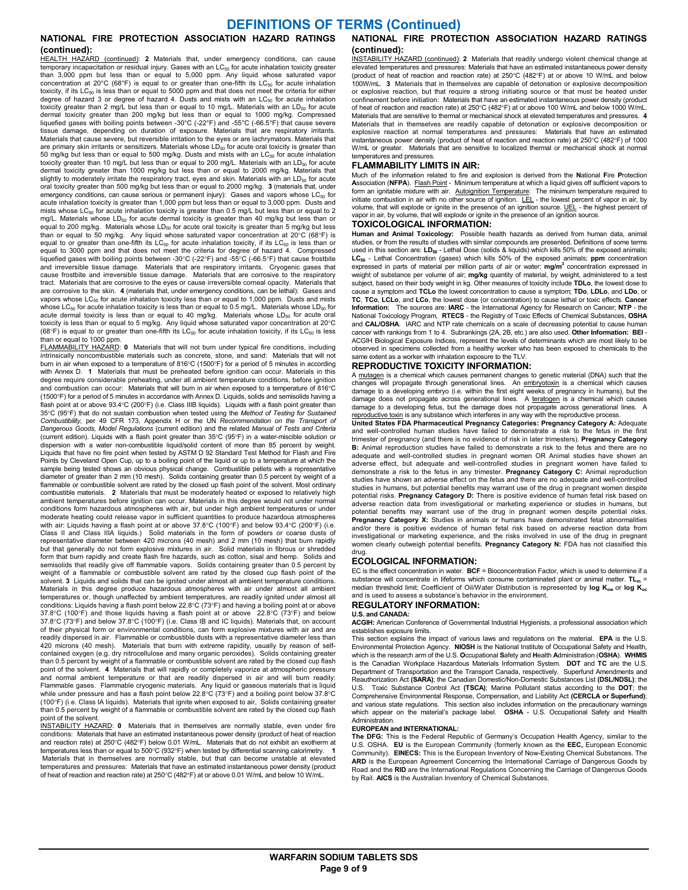# DEFINITIONS OF TERMS (Continued)

## NATIONAL FIRE PROTECTION ASSOCIATION HAZARD RATINGS (continued):

HEALTH HAZARD (continued): **2** Materials that, under emergency conditions, can cause temporary incapacitation or residual injury. Gases with an $LC_{50}$ for acute inhalation toxicity greater than 3,000 ppm but less than or equal to 5,000 ppm. Any liquid whose saturated vapor concentration at 20°C (68°F) is equal to or greater than one-fifth its $LC_{50}$ for acute inhalation toxicity, if its $LC_{50}$ is less than or equal to 5000 ppm and that does not meet the criteria for either degree of hazard 3 or degree of hazard 4. Dusts and mists with an $LC_{50}$ for acute inhalation toxicity greater than 2 mg/L but less than or equal to 10 mg/L. Materials with an $LD_{50}$ for acute dermal toxicity greater than 200 mg/kg but less than or equal to 1000 mg/kg. Compressed liquefied gases with boiling points between -30°C (-22°F) and -55°C (-66.5°F) that cause severe tissue damage, depending on duration of exposure. Materials that are respiratory irritants. Materials that cause severe, but reversible irritation to the eyes or are lachrymators. Materials that are primary skin irritants or sensitizers. Materials whose $LD_{50}$ for acute oral toxicity is greater than 50 mg/kg but less than or equal to 500 mg/kg. Dusts and mists with an $LC_{50}$ for acute inhalation toxicity greater than 10 mg/L but less than or equal to 200 mg/L. Materials with an $LD_{50}$ for acute dermal toxicity greater than 1000 mg/kg but less than or equal to 2000 mg/kg. Materials that slightly to moderately irritate the respiratory tract, eyes and skin. Materials with an $LD_{50}$ for acute oral toxicity greater than 500 mg/kg but less than or equal to 2000 mg/kg. **3** (materials that, under emergency conditions, can cause serious or permanent injury): Gases and vapors whose $LC_{50}$ for acute inhalation toxicity is greater than 1,000 ppm but less than or equal to 3,000 ppm. Dusts and mists whose $LC_{50}$ for acute inhalation toxicity is greater than 0.5 mg/L but less than or equal to 2 mg/L. Materials whose $LD_{50}$ for acute dermal toxicity is greater than 40 mg/kg but less than or equal to 200 mg/kg. Materials whose $LD_{50}$ for acute oral toxicity is greater than 5 mg/kg but less than or equal to 50 mg/kg. Any liquid whose saturated vapor concentration at 20°C (68°F) is equal to or greater than one-fifth its $LC_{50}$ for acute inhalation toxicity, if its $LC_{50}$ is less than or equal to 3000 ppm and that does not meet the criteria for degree of hazard 4. Compressed liquefied gases with boiling points between -30°C (-22°F) and -55°C (-66.5°F) that cause frostbite and irreversible tissue damage. Materials that are respiratory irritants. Cryogenic gases that cause frostbite and irreversible tissue damage. Materials that are corrosive to the respiratory tract. Materials that are corrosive to the eyes or cause irreversible corneal opacity. Materials that are corrosive to the skin. **4** (materials that, under emergency conditions, can be lethal): Gases and vapors whose $LC_{50}$ for acute inhalation toxicity less than or equal to 1,000 ppm. Dusts and mists whose $LC_{50}$ for acute inhalation toxicity is less than or equal to 0.5 mg/L. Materials whose $LD_{50}$ for acute dermal toxicity is less than or equal to 40 mg/kg. Materials whose $LD_{50}$ for acute oral toxicity is less than or equal to 5 mg/kg. Any liquid whose saturated vapor concentration at 20°C (68°F) is equal to or greater than one-fifth its $LC_{50}$ for acute inhalation toxicity, if its $LC_{50}$ is less than or equal to 1000 ppm.

FLAMMABILITY HAZARD: **0** Materials that will not burn under typical fire conditions, including intrinsically noncombustible materials such as concrete, stone, and sand: Materials that will not burn in air when exposed to a temperature of 816°C (1500°F) for a period of 5 minutes in according with Annex D. **1** Materials that must be preheated before ignition can occur. Materials in this degree require considerable preheating, under all ambient temperature conditions, before ignition and combustion can occur: Materials that will burn in air when exposed to a temperature of 816°C (1500°F) for a period of 5 minutes in accordance with Annex D. Liquids, solids and semisolids having a flash point at or above 93.4°C (200°F) (i.e. Class IIIB liquids). Liquids with a flash point greater than 35°C (95°F) that do not sustain combustion when tested using the *Method of Testing for Sustained Combustibility*, per 49 CFR 173, Appendix H or the UN *Recommendation on the Transport of Dangerous Goods, Model Regulations* (current edition) and the related *Manual of Tests and Criteria* (current edition). Liquids with a flash point greater than 35°C (95°F) in a water-miscible solution or dispersion with a water non-combustible liquid/solid content of more than 85 percent by weight. Liquids that have no fire point when tested by ASTM D 92 Standard Test Method for Flash and Fire Points by Cleveland Open Cup, up to a boiling point of the liquid or up to a temperature at which the sample being tested shows an obvious physical change. Combustible pellets with a representative diameter of greater than 2 mm (10 mesh). Solids containing greater than 0.5 percent by weight of a flammable or combustible solvent are rated by the closed up flash point of the solvent. Most ordinary combustible materials. **2** Materials that must be moderately heated or exposed to relatively high ambient temperatures before ignition can occur. Materials in this degree would not under normal conditions form hazardous atmospheres with air, but under high ambient temperatures or under moderate heating could release vapor in sufficient quantities to produce hazardous atmospheres with air: Liquids having a flash point at or above 37.8°C (100°F) and below 93.4°C (200°F) (i.e. Class II and Class IIIA liquids.) Solid materials in the form of powders or coarse dusts of representative diameter between 420 microns (40 mesh) and 2 mm (10 mesh) that burn rapidly but that generally do not form explosive mixtures in air. Solid materials in fibrous or shredded form that burn rapidly and create flash fire hazards, such as cotton, sisal and hemp. Solids and semisolids that readily give off flammable vapors. Solids containing greater than 0.5 percent by weight of a flammable or combustible solvent are rated by the closed cup flash point of the solvent. **3** Liquids and solids that can be ignited under almost all ambient temperature conditions. Materials in this degree produce hazardous atmospheres with air under almost all ambient temperatures or, though unaffected by ambient temperatures, are readily ignited under almost all conditions: Liquids having a flash point below 22.8°C (73°F) and having a boiling point at or above 37.8°C (100°F) and those liquids having a flash point at or above 22.8°C (73°F) and below 37.8°C (100°F) (i.e. Class IB and IC liquids). Materials that, on account of their physical form or environmental conditions, can form explosive mixtures with air and are readily dispersed in air. Flammable or combustible dusts with a representative diameter less than 420 microns (40 mesh). Materials that burn with extreme rapidity, usually by reason of self-contained oxygen (e.g. dry nitrocellulose and many organic peroxides). Solids containing greater than 0.5 percent by weight of a flammable or combustible solvent are rated by the closed cup flash point of the solvent. **4** Materials that will rapidly or completely vaporize at atmospheric pressure and normal ambient temperature or that are readily dispersed in air and will burn readily: Flammable gases. Flammable cryogenic materials. Any liquid or gaseous materials that is liquid while under pressure and has a flash point below 22.8°C (73°F) and a boiling point below 37.8°C (100°F) (i.e. Class IA liquids). Materials that ignite when exposed to air. Solids containing greater than 0.5 percent by weight of a flammable or combustible solvent are rated by the closed cup flash point of the solvent.

INSTABILITY HAZARD: **0** Materials that in themselves are normally stable, even under fire conditions: Materials that have an estimated instantaneous power density (product of heat of reaction and reaction rate) at 250°C (482°F) below 0.01 W/mL. Materials that do not exhibit an exotherm at temperatures less than or equal to 500°C (932°F) when tested by differential scanning calorimetry. **1** Materials that in themselves are normally stable, but that can become unstable at elevated temperatures and pressures: Materials that have an estimated instantaneous power density (product of heat of reaction and reaction rate) at 250°C (482°F) at or above 0.01 W/mL and below 10 W/mL.

## NATIONAL FIRE PROTECTION ASSOCIATION HAZARD RATINGS (continued):

INSTABILITY HAZARD (continued): **2** Materials that readily undergo violent chemical change at elevated temperatures and pressures: Materials that have an estimated instantaneous power density (product of heat of reaction and reaction rate) at 250°C (482°F) at or above 10 W/mL and below 100W/mL. **3** Materials that in themselves are capable of detonation or explosive decomposition or explosive reaction, but that require a strong initiating source or that must be heated under confinement before initiation: Materials that have an estimated instantaneous power density (product of heat of reaction and reaction rate) at 250°C (482°F) at or above 100 W/mL and below 1000 W/mL. Materials that are sensitive to thermal or mechanical shock at elevated temperatures and pressures. **4** Materials that in themselves are readily capable of detonation or explosive decomposition or explosive reaction at normal temperatures and pressures: Materials that have an estimated instantaneous power density (product of heat of reaction and reaction rate) at 250°C (482°F) of 1000 W/mL or greater. Materials that are sensitive to localized thermal or mechanical shock at normal temperatures and pressures.

## FLAMMABILITY LIMITS IN AIR:

Much of the information related to fire and explosion is derived from the **N**ational **F**ire **P**rotection **A**ssociation (**NFPA**). Flash Point - Minimum temperature at which a liquid gives off sufficient vapors to form an ignitable mixture with air. Autoignition Temperature: The minimum temperature required to initiate combustion in air with no other source of ignition. LEL - the lowest percent of vapor in air, by volume, that will explode or ignite in the presence of an ignition source. UEL - the highest percent of vapor in air, by volume, that will explode or ignite in the presence of an ignition source.

## TOXICOLOGICAL INFORMATION:

**Human and Animal Toxicology:** Possible health hazards as derived from human data, animal studies, or from the results of studies with similar compounds are presented. Definitions of some terms used in this section are: $LD_{50}$ - Lethal Dose (solids & liquids) which kills 50% of the exposed animals; $LC_{50}$ - Lethal Concentration (gases) which kills 50% of the exposed animals; **ppm** concentration expressed in parts of material per million parts of air or water; **mg/m³** concentration expressed in weight of substance per volume of air; **mg/kg** quantity of material, by weight, administered to a test subject, based on their body weight in kg. Other measures of toxicity include **TDLo**, the lowest dose to cause a symptom and **TCLo** the lowest concentration to cause a symptom; **TDo**, **LDLo**, and **LDo**, or **TC**, **TCo**, **LCLo**, and **LCo**, the lowest dose (or concentration) to cause lethal or toxic effects. **Cancer Information:** The sources are: **IARC** - the International Agency for Research on Cancer; **NTP** - the National Toxicology Program, **RTECS** - the Registry of Toxic Effects of Chemical Substances, **OSHA** and **CAL/OSHA**. IARC and NTP rate chemicals on a scale of decreasing potential to cause human cancer with rankings from 1 to 4. Subrankings (2A, 2B, etc.) are also used. **Other Information: BEI** - ACGIH Biological Exposure Indices, represent the levels of determinants which are most likely to be observed in specimens collected from a healthy worker who has been exposed to chemicals to the same extent as a worker with inhalation exposure to the TLV.

## REPRODUCTIVE TOXICITY INFORMATION:

A mutagen is a chemical which causes permanent changes to genetic material (DNA) such that the changes will propagate through generational lines. An embryotoxin is a chemical which causes damage to a developing embryo (i.e. within the first eight weeks of pregnancy in humans), but the damage does not propagate across generational lines. A teratogen is a chemical which causes damage to a developing fetus, but the damage does not propagate across generational lines. A reproductive toxin is any substance which interferes in any way with the reproductive process.

**United States FDA Pharmaceutical Pregnancy Categories: Pregnancy Category A:** Adequate and well-controlled human studies have failed to demonstrate a risk to the fetus in the first trimester of pregnancy (and there is no evidence of risk in later trimesters). **Pregnancy Category B:** Animal reproduction studies have failed to demonstrate a risk to the fetus and there are no adequate and well-controlled studies in pregnant women OR Animal studies have shown an adverse effect, but adequate and well-controlled studies in pregnant women have failed to demonstrate a risk to the fetus in any trimester. **Pregnancy Category C:** Animal reproduction studies have shown an adverse effect on the fetus and there are no adequate and well-controlled studies in humans, but potential benefits may warrant use of the drug in pregnant women despite potential risks. **Pregnancy Category D:** There is positive evidence of human fetal risk based on adverse reaction data from investigational or marketing experience or studies in humans, but potential benefits may warrant use of the drug in pregnant women despite potential risks. **Pregnancy Category X:** Studies in animals or humans have demonstrated fetal abnormalities and/or there is positive evidence of human fetal risk based on adverse reaction data from investigational or marketing experience, and the risks involved in use of the drug in pregnant women clearly outweigh potential benefits. **Pregnancy Category N:** FDA has not classified this drug.

## ECOLOGICAL INFORMATION:

EC is the effect concentration in water. **BCF** = Bioconcentration Factor, which is used to determine if a substance will concentrate in lifeforms which consume contaminated plant or animal matter. $TL_m$ = median threshold limit; Coefficient of Oil/Water Distribution is represented by **log** $K_{ow}$ or **log** $K_{oc}$ and is used to assess a substance's behavior in the environment.

## REGULATORY INFORMATION:

### U.S. and CANADA:

**ACGIH:** American Conference of Governmental Industrial Hygienists, a professional association which establishes exposure limits.

This section explains the impact of various laws and regulations on the material. **EPA** is the U.S. Environmental Protection Agency. **NIOSH** is the National Institute of Occupational Safety and Health, which is the research arm of the U.S. **O**ccupational **S**afety and **H**ealth **A**dministration (**OSHA**). **WHMIS** is the Canadian Workplace Hazardous Materials Information System. **DOT** and **TC** are the U.S. Department of Transportation and the Transport Canada, respectively. Superfund Amendments and Reauthorization Act **(SARA)**; the Canadian Domestic/Non-Domestic Substances List **(DSL/NDSL)**; the U.S. Toxic Substance Control Act **(TSCA)**; Marine Pollutant status according to the **DOT**; the Comprehensive Environmental Response, Compensation, and Liability Act **(CERCLA or Superfund)**; and various state regulations. This section also includes information on the precautionary warnings which appear on the material's package label. **OSHA** - U.S. Occupational Safety and Health Administration.

### EUROPEAN and INTERNATIONAL:

**The DFG:** This is the Federal Republic of Germany's Occupation Health Agency, similar to the U.S. OSHA. **EU** is the European Community (formerly known as the **EEC,** European Economic Community). **EINECS:** This is the European Inventory of Now-Existing Chemical Substances. The **ARD** is the European Agreement Concerning the International Carriage of Dangerous Goods by Road and the **RID** are the International Regulations Concerning the Carriage of Dangerous Goods by Rail. **AICS** is the Australian Inventory of Chemical Substances.